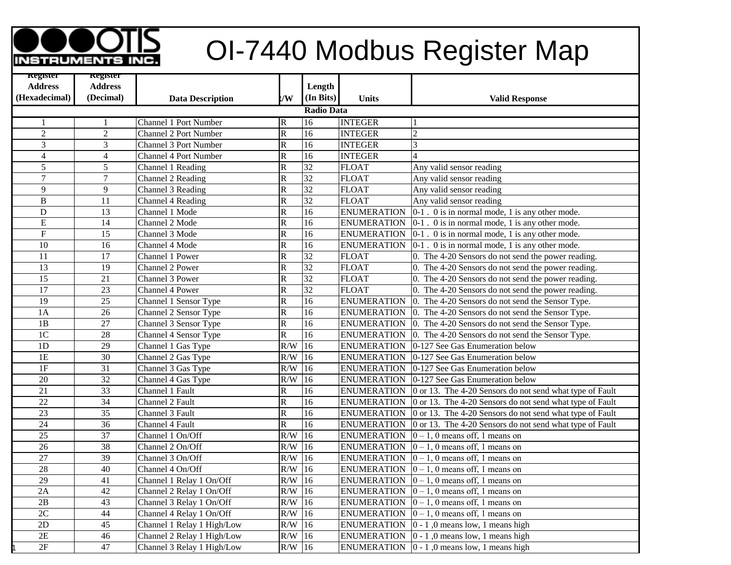# OI-7440 Modbus Register Map

| Register Address (Hexadecimal) | Register Address (Decimal) | Data Description | R/W | Length (In Bits) | Units | Valid Response |
|---|---|---|---|---|---|---|
| **Radio Data** | | | | | | |
| 1 | 1 | Channel 1 Port Number | R | 16 | INTEGER | 1 |
| 2 | 2 | Channel 2 Port Number | R | 16 | INTEGER | 2 |
| 3 | 3 | Channel 3 Port Number | R | 16 | INTEGER | 3 |
| 4 | 4 | Channel 4 Port Number | R | 16 | INTEGER | 4 |
| 5 | 5 | Channel 1 Reading | R | 32 | FLOAT | Any valid sensor reading |
| 7 | 7 | Channel 2 Reading | R | 32 | FLOAT | Any valid sensor reading |
| 9 | 9 | Channel 3 Reading | R | 32 | FLOAT | Any valid sensor reading |
| B | 11 | Channel 4 Reading | R | 32 | FLOAT | Any valid sensor reading |
| D | 13 | Channel 1 Mode | R | 16 | ENUMERATION | 0-1 . 0 is in normal mode, 1 is any other mode. |
| E | 14 | Channel 2 Mode | R | 16 | ENUMERATION | 0-1 . 0 is in normal mode, 1 is any other mode. |
| F | 15 | Channel 3 Mode | R | 16 | ENUMERATION | 0-1 . 0 is in normal mode, 1 is any other mode. |
| 10 | 16 | Channel 4 Mode | R | 16 | ENUMERATION | 0-1 . 0 is in normal mode, 1 is any other mode. |
| 11 | 17 | Channel 1 Power | R | 32 | FLOAT | 0. The 4-20 Sensors do not send the power reading. |
| 13 | 19 | Channel 2 Power | R | 32 | FLOAT | 0. The 4-20 Sensors do not send the power reading. |
| 15 | 21 | Channel 3 Power | R | 32 | FLOAT | 0. The 4-20 Sensors do not send the power reading. |
| 17 | 23 | Channel 4 Power | R | 32 | FLOAT | 0. The 4-20 Sensors do not send the power reading. |
| 19 | 25 | Channel 1 Sensor Type | R | 16 | ENUMERATION | 0. The 4-20 Sensors do not send the Sensor Type. |
| 1A | 26 | Channel 2 Sensor Type | R | 16 | ENUMERATION | 0. The 4-20 Sensors do not send the Sensor Type. |
| 1B | 27 | Channel 3 Sensor Type | R | 16 | ENUMERATION | 0. The 4-20 Sensors do not send the Sensor Type. |
| 1C | 28 | Channel 4 Sensor Type | R | 16 | ENUMERATION | 0. The 4-20 Sensors do not send the Sensor Type. |
| 1D | 29 | Channel 1 Gas Type | R/W | 16 | ENUMERATION | 0-127 See Gas Enumeration below |
| 1E | 30 | Channel 2 Gas Type | R/W | 16 | ENUMERATION | 0-127 See Gas Enumeration below |
| 1F | 31 | Channel 3 Gas Type | R/W | 16 | ENUMERATION | 0-127 See Gas Enumeration below |
| 20 | 32 | Channel 4 Gas Type | R/W | 16 | ENUMERATION | 0-127 See Gas Enumeration below |
| 21 | 33 | Channel 1 Fault | R | 16 | ENUMERATION | 0 or 13. The 4-20 Sensors do not send what type of Fault |
| 22 | 34 | Channel 2 Fault | R | 16 | ENUMERATION | 0 or 13. The 4-20 Sensors do not send what type of Fault |
| 23 | 35 | Channel 3 Fault | R | 16 | ENUMERATION | 0 or 13. The 4-20 Sensors do not send what type of Fault |
| 24 | 36 | Channel 4 Fault | R | 16 | ENUMERATION | 0 or 13. The 4-20 Sensors do not send what type of Fault |
| 25 | 37 | Channel 1 On/Off | R/W | 16 | ENUMERATION | 0 – 1, 0 means off, 1 means on |
| 26 | 38 | Channel 2 On/Off | R/W | 16 | ENUMERATION | 0 – 1, 0 means off, 1 means on |
| 27 | 39 | Channel 3 On/Off | R/W | 16 | ENUMERATION | 0 – 1, 0 means off, 1 means on |
| 28 | 40 | Channel 4 On/Off | R/W | 16 | ENUMERATION | 0 – 1, 0 means off, 1 means on |
| 29 | 41 | Channel 1 Relay 1 On/Off | R/W | 16 | ENUMERATION | 0 – 1, 0 means off, 1 means on |
| 2A | 42 | Channel 2 Relay 1 On/Off | R/W | 16 | ENUMERATION | 0 – 1, 0 means off, 1 means on |
| 2B | 43 | Channel 3 Relay 1 On/Off | R/W | 16 | ENUMERATION | 0 – 1, 0 means off, 1 means on |
| 2C | 44 | Channel 4 Relay 1 On/Off | R/W | 16 | ENUMERATION | 0 – 1, 0 means off, 1 means on |
| 2D | 45 | Channel 1 Relay 1 High/Low | R/W | 16 | ENUMERATION | 0 - 1 ,0 means low, 1 means high |
| 2E | 46 | Channel 2 Relay 1 High/Low | R/W | 16 | ENUMERATION | 0 - 1 ,0 means low, 1 means high |
| 2F | 47 | Channel 3 Relay 1 High/Low | R/W | 16 | ENUMERATION | 0 - 1 ,0 means low, 1 means high |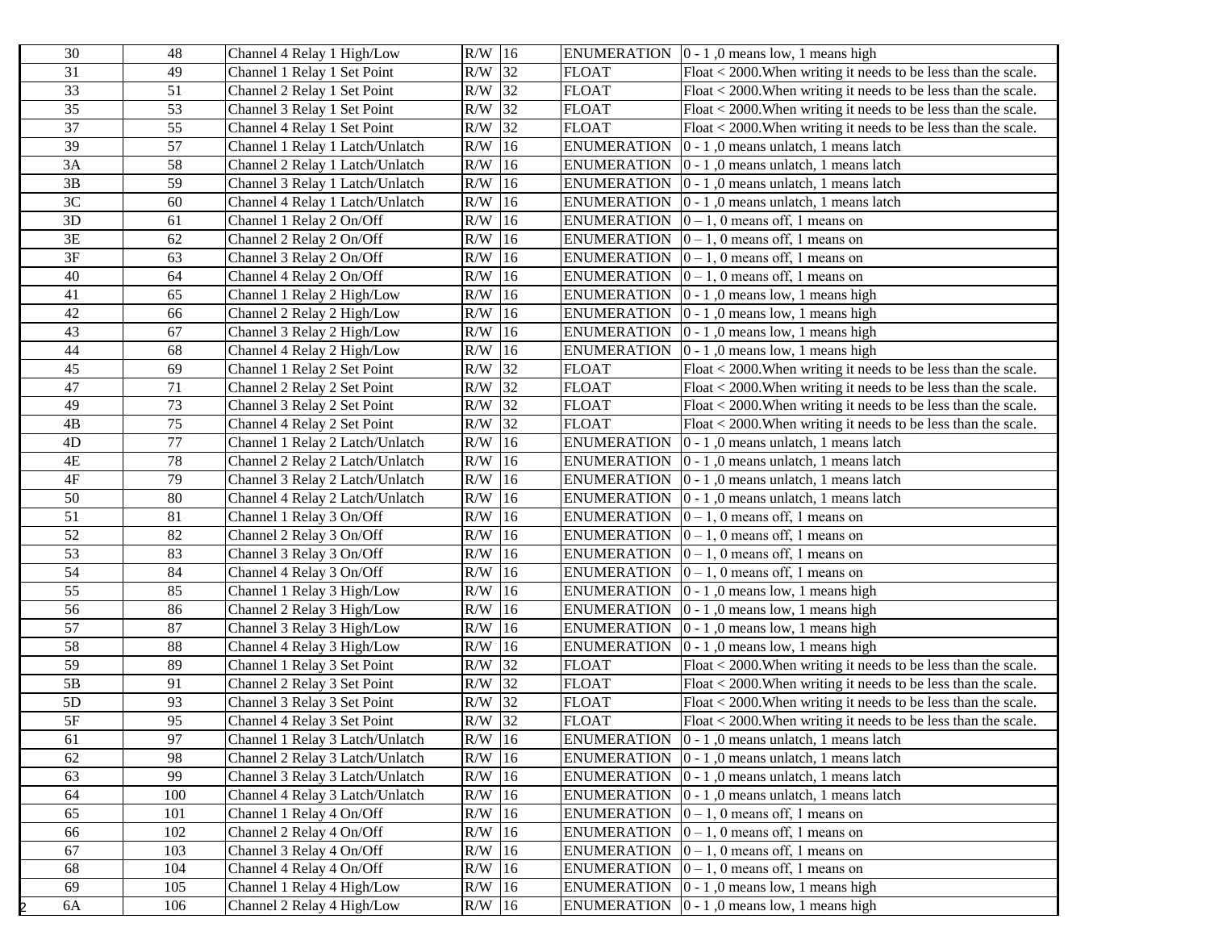| | | | | | | |
|---|---|---|---|---|---|---|
| 30 | 48 | Channel 4 Relay 1 High/Low | R/W | 16 | ENUMERATION | 0 - 1 ,0 means low, 1 means high |
| 31 | 49 | Channel 1 Relay 1 Set Point | R/W | 32 | FLOAT | Float < 2000.When writing it needs to be less than the scale. |
| 33 | 51 | Channel 2 Relay 1 Set Point | R/W | 32 | FLOAT | Float < 2000.When writing it needs to be less than the scale. |
| 35 | 53 | Channel 3 Relay 1 Set Point | R/W | 32 | FLOAT | Float < 2000.When writing it needs to be less than the scale. |
| 37 | 55 | Channel 4 Relay 1 Set Point | R/W | 32 | FLOAT | Float < 2000.When writing it needs to be less than the scale. |
| 39 | 57 | Channel 1 Relay 1 Latch/Unlatch | R/W | 16 | ENUMERATION | 0 - 1 ,0 means unlatch, 1 means latch |
| 3A | 58 | Channel 2 Relay 1 Latch/Unlatch | R/W | 16 | ENUMERATION | 0 - 1 ,0 means unlatch, 1 means latch |
| 3B | 59 | Channel 3 Relay 1 Latch/Unlatch | R/W | 16 | ENUMERATION | 0 - 1 ,0 means unlatch, 1 means latch |
| 3C | 60 | Channel 4 Relay 1 Latch/Unlatch | R/W | 16 | ENUMERATION | 0 - 1 ,0 means unlatch, 1 means latch |
| 3D | 61 | Channel 1 Relay 2 On/Off | R/W | 16 | ENUMERATION | 0 – 1, 0 means off, 1 means on |
| 3E | 62 | Channel 2 Relay 2 On/Off | R/W | 16 | ENUMERATION | 0 – 1, 0 means off, 1 means on |
| 3F | 63 | Channel 3 Relay 2 On/Off | R/W | 16 | ENUMERATION | 0 – 1, 0 means off, 1 means on |
| 40 | 64 | Channel 4 Relay 2 On/Off | R/W | 16 | ENUMERATION | 0 – 1, 0 means off, 1 means on |
| 41 | 65 | Channel 1 Relay 2 High/Low | R/W | 16 | ENUMERATION | 0 - 1 ,0 means low, 1 means high |
| 42 | 66 | Channel 2 Relay 2 High/Low | R/W | 16 | ENUMERATION | 0 - 1 ,0 means low, 1 means high |
| 43 | 67 | Channel 3 Relay 2 High/Low | R/W | 16 | ENUMERATION | 0 - 1 ,0 means low, 1 means high |
| 44 | 68 | Channel 4 Relay 2 High/Low | R/W | 16 | ENUMERATION | 0 - 1 ,0 means low, 1 means high |
| 45 | 69 | Channel 1 Relay 2 Set Point | R/W | 32 | FLOAT | Float < 2000.When writing it needs to be less than the scale. |
| 47 | 71 | Channel 2 Relay 2 Set Point | R/W | 32 | FLOAT | Float < 2000.When writing it needs to be less than the scale. |
| 49 | 73 | Channel 3 Relay 2 Set Point | R/W | 32 | FLOAT | Float < 2000.When writing it needs to be less than the scale. |
| 4B | 75 | Channel 4 Relay 2 Set Point | R/W | 32 | FLOAT | Float < 2000.When writing it needs to be less than the scale. |
| 4D | 77 | Channel 1 Relay 2 Latch/Unlatch | R/W | 16 | ENUMERATION | 0 - 1 ,0 means unlatch, 1 means latch |
| 4E | 78 | Channel 2 Relay 2 Latch/Unlatch | R/W | 16 | ENUMERATION | 0 - 1 ,0 means unlatch, 1 means latch |
| 4F | 79 | Channel 3 Relay 2 Latch/Unlatch | R/W | 16 | ENUMERATION | 0 - 1 ,0 means unlatch, 1 means latch |
| 50 | 80 | Channel 4 Relay 2 Latch/Unlatch | R/W | 16 | ENUMERATION | 0 - 1 ,0 means unlatch, 1 means latch |
| 51 | 81 | Channel 1 Relay 3 On/Off | R/W | 16 | ENUMERATION | 0 – 1, 0 means off, 1 means on |
| 52 | 82 | Channel 2 Relay 3 On/Off | R/W | 16 | ENUMERATION | 0 – 1, 0 means off, 1 means on |
| 53 | 83 | Channel 3 Relay 3 On/Off | R/W | 16 | ENUMERATION | 0 – 1, 0 means off, 1 means on |
| 54 | 84 | Channel 4 Relay 3 On/Off | R/W | 16 | ENUMERATION | 0 – 1, 0 means off, 1 means on |
| 55 | 85 | Channel 1 Relay 3 High/Low | R/W | 16 | ENUMERATION | 0 - 1 ,0 means low, 1 means high |
| 56 | 86 | Channel 2 Relay 3 High/Low | R/W | 16 | ENUMERATION | 0 - 1 ,0 means low, 1 means high |
| 57 | 87 | Channel 3 Relay 3 High/Low | R/W | 16 | ENUMERATION | 0 - 1 ,0 means low, 1 means high |
| 58 | 88 | Channel 4 Relay 3 High/Low | R/W | 16 | ENUMERATION | 0 - 1 ,0 means low, 1 means high |
| 59 | 89 | Channel 1 Relay 3 Set Point | R/W | 32 | FLOAT | Float < 2000.When writing it needs to be less than the scale. |
| 5B | 91 | Channel 2 Relay 3 Set Point | R/W | 32 | FLOAT | Float < 2000.When writing it needs to be less than the scale. |
| 5D | 93 | Channel 3 Relay 3 Set Point | R/W | 32 | FLOAT | Float < 2000.When writing it needs to be less than the scale. |
| 5F | 95 | Channel 4 Relay 3 Set Point | R/W | 32 | FLOAT | Float < 2000.When writing it needs to be less than the scale. |
| 61 | 97 | Channel 1 Relay 3 Latch/Unlatch | R/W | 16 | ENUMERATION | 0 - 1 ,0 means unlatch, 1 means latch |
| 62 | 98 | Channel 2 Relay 3 Latch/Unlatch | R/W | 16 | ENUMERATION | 0 - 1 ,0 means unlatch, 1 means latch |
| 63 | 99 | Channel 3 Relay 3 Latch/Unlatch | R/W | 16 | ENUMERATION | 0 - 1 ,0 means unlatch, 1 means latch |
| 64 | 100 | Channel 4 Relay 3 Latch/Unlatch | R/W | 16 | ENUMERATION | 0 - 1 ,0 means unlatch, 1 means latch |
| 65 | 101 | Channel 1 Relay 4 On/Off | R/W | 16 | ENUMERATION | 0 – 1, 0 means off, 1 means on |
| 66 | 102 | Channel 2 Relay 4 On/Off | R/W | 16 | ENUMERATION | 0 – 1, 0 means off, 1 means on |
| 67 | 103 | Channel 3 Relay 4 On/Off | R/W | 16 | ENUMERATION | 0 – 1, 0 means off, 1 means on |
| 68 | 104 | Channel 4 Relay 4 On/Off | R/W | 16 | ENUMERATION | 0 – 1, 0 means off, 1 means on |
| 69 | 105 | Channel 1 Relay 4 High/Low | R/W | 16 | ENUMERATION | 0 - 1 ,0 means low, 1 means high |
| 6A | 106 | Channel 2 Relay 4 High/Low | R/W | 16 | ENUMERATION | 0 - 1 ,0 means low, 1 means high |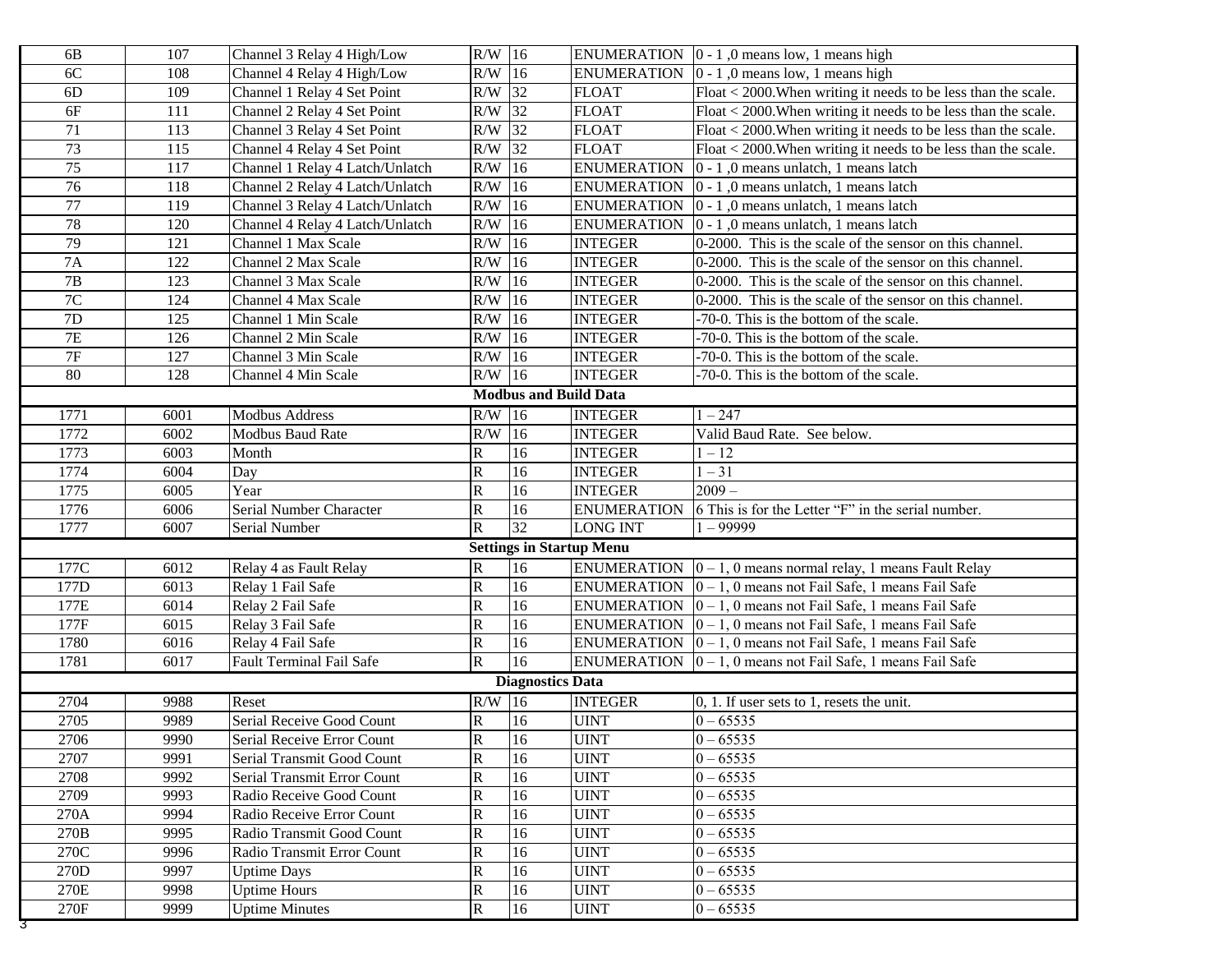| | | | | | | |
|---|---|---|---|---|---|---|
| 6B | 107 | Channel 3 Relay 4 High/Low | R/W | 16 | ENUMERATION | 0 - 1 ,0 means low, 1 means high |
| 6C | 108 | Channel 4 Relay 4 High/Low | R/W | 16 | ENUMERATION | 0 - 1 ,0 means low, 1 means high |
| 6D | 109 | Channel 1 Relay 4 Set Point | R/W | 32 | FLOAT | Float < 2000.When writing it needs to be less than the scale. |
| 6F | 111 | Channel 2 Relay 4 Set Point | R/W | 32 | FLOAT | Float < 2000.When writing it needs to be less than the scale. |
| 71 | 113 | Channel 3 Relay 4 Set Point | R/W | 32 | FLOAT | Float < 2000.When writing it needs to be less than the scale. |
| 73 | 115 | Channel 4 Relay 4 Set Point | R/W | 32 | FLOAT | Float < 2000.When writing it needs to be less than the scale. |
| 75 | 117 | Channel 1 Relay 4 Latch/Unlatch | R/W | 16 | ENUMERATION | 0 - 1 ,0 means unlatch, 1 means latch |
| 76 | 118 | Channel 2 Relay 4 Latch/Unlatch | R/W | 16 | ENUMERATION | 0 - 1 ,0 means unlatch, 1 means latch |
| 77 | 119 | Channel 3 Relay 4 Latch/Unlatch | R/W | 16 | ENUMERATION | 0 - 1 ,0 means unlatch, 1 means latch |
| 78 | 120 | Channel 4 Relay 4 Latch/Unlatch | R/W | 16 | ENUMERATION | 0 - 1 ,0 means unlatch, 1 means latch |
| 79 | 121 | Channel 1 Max Scale | R/W | 16 | INTEGER | 0-2000. This is the scale of the sensor on this channel. |
| 7A | 122 | Channel 2 Max Scale | R/W | 16 | INTEGER | 0-2000. This is the scale of the sensor on this channel. |
| 7B | 123 | Channel 3 Max Scale | R/W | 16 | INTEGER | 0-2000. This is the scale of the sensor on this channel. |
| 7C | 124 | Channel 4 Max Scale | R/W | 16 | INTEGER | 0-2000. This is the scale of the sensor on this channel. |
| 7D | 125 | Channel 1 Min Scale | R/W | 16 | INTEGER | -70-0. This is the bottom of the scale. |
| 7E | 126 | Channel 2 Min Scale | R/W | 16 | INTEGER | -70-0. This is the bottom of the scale. |
| 7F | 127 | Channel 3 Min Scale | R/W | 16 | INTEGER | -70-0. This is the bottom of the scale. |
| 80 | 128 | Channel 4 Min Scale | R/W | 16 | INTEGER | -70-0. This is the bottom of the scale. |
| **Modbus and Build Data** | | | | | | |
| 1771 | 6001 | Modbus Address | R/W | 16 | INTEGER | 1 – 247 |
| 1772 | 6002 | Modbus Baud Rate | R/W | 16 | INTEGER | Valid Baud Rate. See below. |
| 1773 | 6003 | Month | R | 16 | INTEGER | 1 – 12 |
| 1774 | 6004 | Day | R | 16 | INTEGER | 1 – 31 |
| 1775 | 6005 | Year | R | 16 | INTEGER | 2009 – |
| 1776 | 6006 | Serial Number Character | R | 16 | ENUMERATION | 6 This is for the Letter "F" in the serial number. |
| 1777 | 6007 | Serial Number | R | 32 | LONG INT | 1 – 99999 |
| **Settings in Startup Menu** | | | | | | |
| 177C | 6012 | Relay 4 as Fault Relay | R | 16 | ENUMERATION | 0 – 1, 0 means normal relay, 1 means Fault Relay |
| 177D | 6013 | Relay 1 Fail Safe | R | 16 | ENUMERATION | 0 – 1, 0 means not Fail Safe, 1 means Fail Safe |
| 177E | 6014 | Relay 2 Fail Safe | R | 16 | ENUMERATION | 0 – 1, 0 means not Fail Safe, 1 means Fail Safe |
| 177F | 6015 | Relay 3 Fail Safe | R | 16 | ENUMERATION | 0 – 1, 0 means not Fail Safe, 1 means Fail Safe |
| 1780 | 6016 | Relay 4 Fail Safe | R | 16 | ENUMERATION | 0 – 1, 0 means not Fail Safe, 1 means Fail Safe |
| 1781 | 6017 | Fault Terminal Fail Safe | R | 16 | ENUMERATION | 0 – 1, 0 means not Fail Safe, 1 means Fail Safe |
| **Diagnostics Data** | | | | | | |
| 2704 | 9988 | Reset | R/W | 16 | INTEGER | 0, 1. If user sets to 1, resets the unit. |
| 2705 | 9989 | Serial Receive Good Count | R | 16 | UINT | 0 – 65535 |
| 2706 | 9990 | Serial Receive Error Count | R | 16 | UINT | 0 – 65535 |
| 2707 | 9991 | Serial Transmit Good Count | R | 16 | UINT | 0 – 65535 |
| 2708 | 9992 | Serial Transmit Error Count | R | 16 | UINT | 0 – 65535 |
| 2709 | 9993 | Radio Receive Good Count | R | 16 | UINT | 0 – 65535 |
| 270A | 9994 | Radio Receive Error Count | R | 16 | UINT | 0 – 65535 |
| 270B | 9995 | Radio Transmit Good Count | R | 16 | UINT | 0 – 65535 |
| 270C | 9996 | Radio Transmit Error Count | R | 16 | UINT | 0 – 65535 |
| 270D | 9997 | Uptime Days | R | 16 | UINT | 0 – 65535 |
| 270E | 9998 | Uptime Hours | R | 16 | UINT | 0 – 65535 |
| 270F | 9999 | Uptime Minutes | R | 16 | UINT | 0 – 65535 |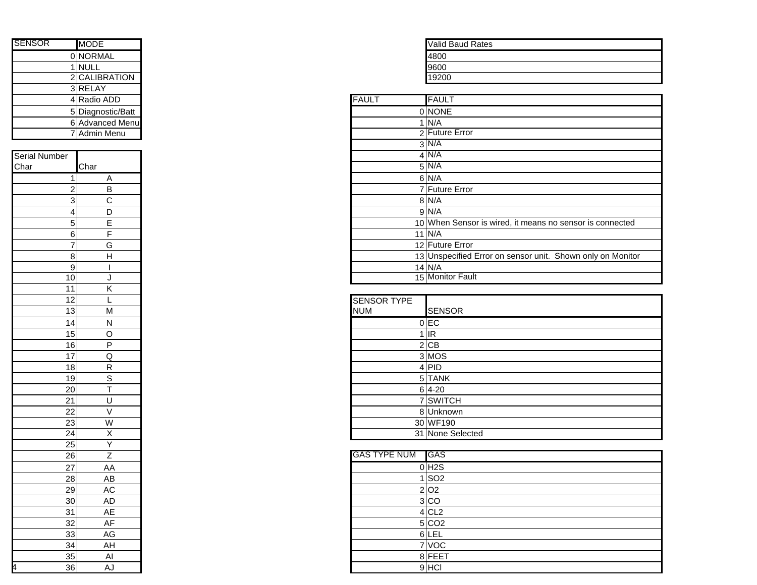| SENSOR | MODE |
| --- | --- |
| 0 | NORMAL |
| 1 | NULL |
| 2 | CALIBRATION |
| 3 | RELAY |
| 4 | Radio ADD |
| 5 | Diagnostic/Batt |
| 6 | Advanced Menu |
| 7 | Admin Menu |

| Serial Number Char | Char |
| --- | --- |
| 1 | A |
| 2 | B |
| 3 | C |
| 4 | D |
| 5 | E |
| 6 | F |
| 7 | G |
| 8 | H |
| 9 | I |
| 10 | J |
| 11 | K |
| 12 | L |
| 13 | M |
| 14 | N |
| 15 | O |
| 16 | P |
| 17 | Q |
| 18 | R |
| 19 | S |
| 20 | T |
| 21 | U |
| 22 | V |
| 23 | W |
| 24 | X |
| 25 | Y |
| 26 | Z |
| 27 | AA |
| 28 | AB |
| 29 | AC |
| 30 | AD |
| 31 | AE |
| 32 | AF |
| 33 | AG |
| 34 | AH |
| 35 | AI |
| 36 | AJ |

| Valid Baud Rates |
| --- |
| 4800 |
| 9600 |
| 19200 |

| FAULT | FAULT |
| --- | --- |
| 0 | NONE |
| 1 | N/A |
| 2 | Future Error |
| 3 | N/A |
| 4 | N/A |
| 5 | N/A |
| 6 | N/A |
| 7 | Future Error |
| 8 | N/A |
| 9 | N/A |
| 10 | When Sensor is wired, it means no sensor is connected |
| 11 | N/A |
| 12 | Future Error |
| 13 | Unspecified Error on sensor unit. Shown only on Monitor |
| 14 | N/A |
| 15 | Monitor Fault |

| SENSOR TYPE NUM | SENSOR |
| --- | --- |
| 0 | EC |
| 1 | IR |
| 2 | CB |
| 3 | MOS |
| 4 | PID |
| 5 | TANK |
| 6 | 4-20 |
| 7 | SWITCH |
| 8 | Unknown |
| 30 | WF190 |
| 31 | None Selected |

| GAS TYPE NUM | GAS |
| --- | --- |
| 0 | $H_2S$ |
| 1 | $SO_2$ |
| 2 | $O_2$ |
| 3 | CO |
| 4 | $CL_2$ |
| 5 | $CO_2$ |
| 6 | LEL |
| 7 | VOC |
| 8 | FEET |
| 9 | HCl |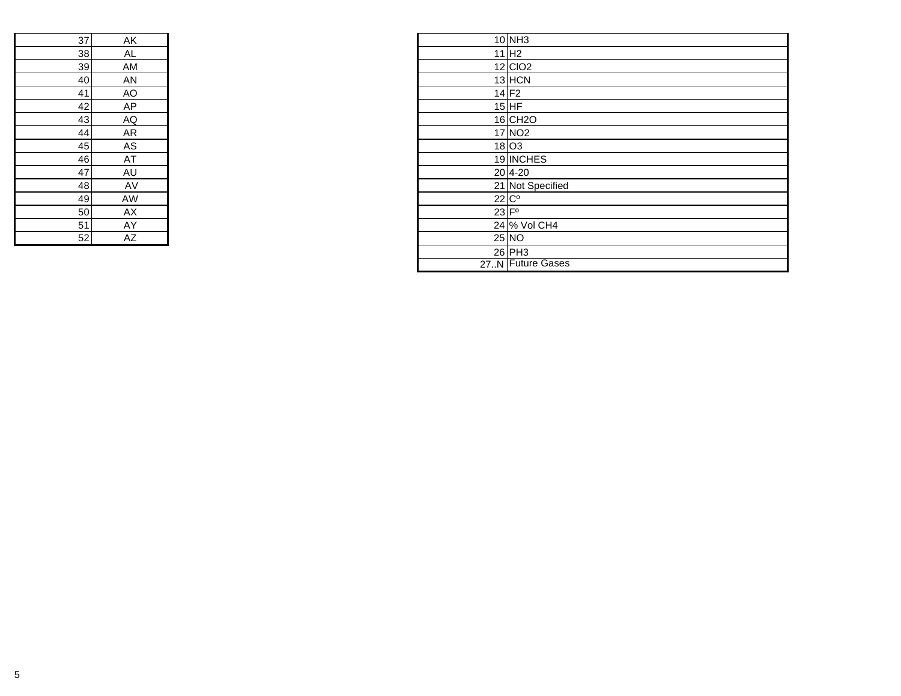| | |
|---|---|
| 37 | AK |
| 38 | AL |
| 39 | AM |
| 40 | AN |
| 41 | AO |
| 42 | AP |
| 43 | AQ |
| 44 | AR |
| 45 | AS |
| 46 | AT |
| 47 | AU |
| 48 | AV |
| 49 | AW |
| 50 | AX |
| 51 | AY |
| 52 | AZ |

| | |
|---|---|
| 10 | $NH_3$ |
| 11 | $H_2$ |
| 12 | $ClO_2$ |
| 13 | HCN |
| 14 | $F_2$ |
| 15 | HF |
| 16 | $CH_2O$ |
| 17 | $NO_2$ |
| 18 | $O_3$ |
| 19 | INCHES |
| 20 | 4-20 |
| 21 | Not Specified |
| 22 | Cº |
| 23 | Fº |
| 24 | % Vol $CH_4$ |
| 25 | NO |
| 26 | $PH_3$ |
| 27..N | Future Gases |